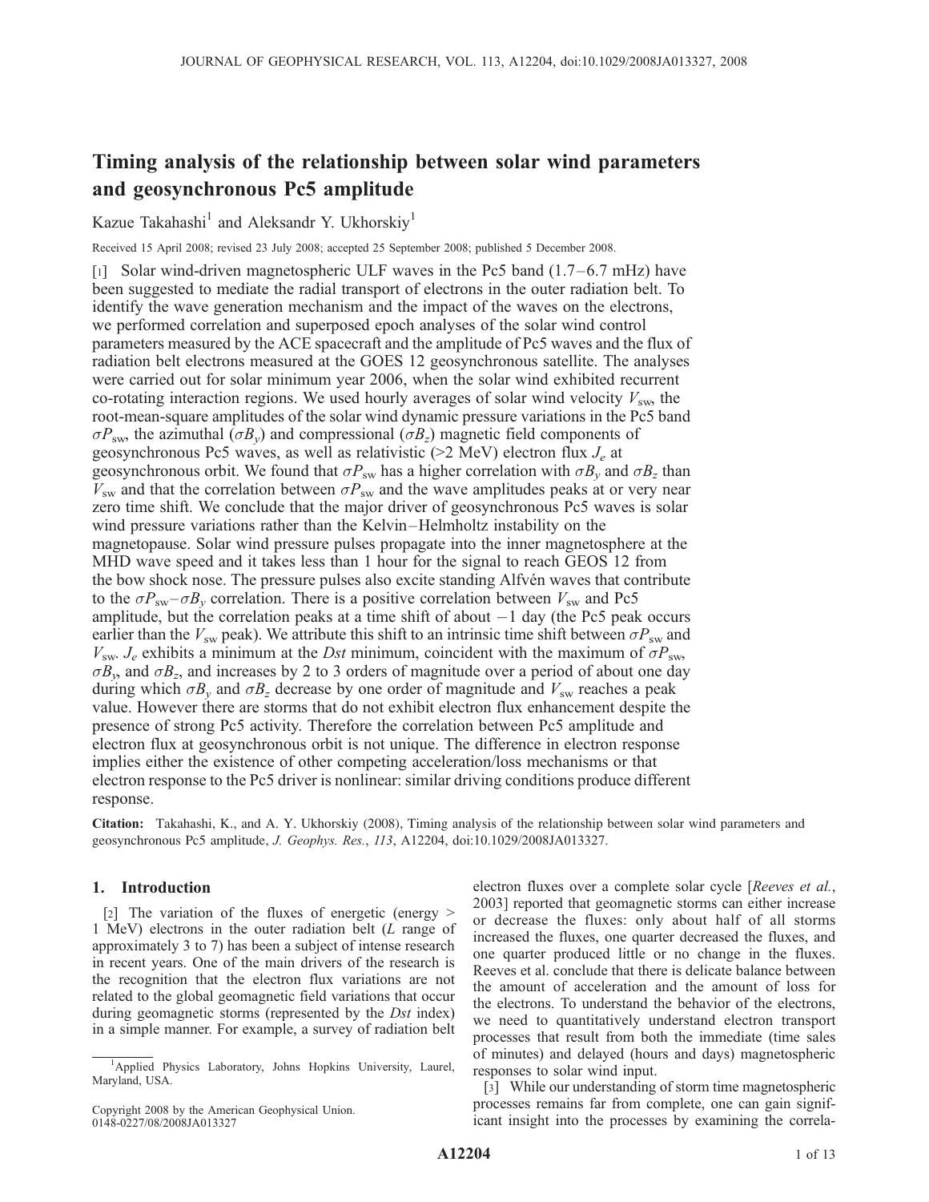# Timing analysis of the relationship between solar wind parameters and geosynchronous Pc5 amplitude

Kazue Takahashi[1] and Aleksandr Y. Ukhorskiy[1]

Received 15 April 2008; revised 23 July 2008; accepted 25 September 2008; published 5 December 2008.

[1] Solar wind-driven magnetospheric ULF waves in the Pc5 band (1.7–6.7 mHz) have been suggested to mediate the radial transport of electrons in the outer radiation belt. To identify the wave generation mechanism and the impact of the waves on the electrons, we performed correlation and superposed epoch analyses of the solar wind control parameters measured by the ACE spacecraft and the amplitude of Pc5 waves and the flux of radiation belt electrons measured at the GOES 12 geosynchronous satellite. The analyses were carried out for solar minimum year 2006, when the solar wind exhibited recurrent co-rotating interaction regions. We used hourly averages of solar wind velocity $V_{sw}$, the root-mean-square amplitudes of the solar wind dynamic pressure variations in the Pc5 band $\sigma P_{sw}$, the azimuthal ($\sigma B_y$) and compressional ($\sigma B_z$) magnetic field components of geosynchronous Pc5 waves, as well as relativistic (>2 MeV) electron flux $J_e$ at geosynchronous orbit. We found that $\sigma P_{sw}$ has a higher correlation with $\sigma B_y$ and $\sigma B_z$ than $V_{sw}$ and that the correlation between $\sigma P_{sw}$ and the wave amplitudes peaks at or very near zero time shift. We conclude that the major driver of geosynchronous Pc5 waves is solar wind pressure variations rather than the Kelvin–Helmholtz instability on the magnetopause. Solar wind pressure pulses propagate into the inner magnetosphere at the MHD wave speed and it takes less than 1 hour for the signal to reach GEOS 12 from the bow shock nose. The pressure pulses also excite standing Alfvén waves that contribute to the $\sigma P_{sw}$–$\sigma B_y$ correlation. There is a positive correlation between $V_{sw}$ and Pc5 amplitude, but the correlation peaks at a time shift of about −1 day (the Pc5 peak occurs earlier than the $V_{sw}$ peak). We attribute this shift to an intrinsic time shift between $\sigma P_{sw}$ and $V_{sw}$. $J_e$ exhibits a minimum at the *Dst* minimum, coincident with the maximum of $\sigma P_{sw}$, $\sigma B_y$, and $\sigma B_z$, and increases by 2 to 3 orders of magnitude over a period of about one day during which $\sigma B_y$ and $\sigma B_z$ decrease by one order of magnitude and $V_{sw}$ reaches a peak value. However there are storms that do not exhibit electron flux enhancement despite the presence of strong Pc5 activity. Therefore the correlation between Pc5 amplitude and electron flux at geosynchronous orbit is not unique. The difference in electron response implies either the existence of other competing acceleration/loss mechanisms or that electron response to the Pc5 driver is nonlinear: similar driving conditions produce different response.

**Citation:** Takahashi, K., and A. Y. Ukhorskiy (2008), Timing analysis of the relationship between solar wind parameters and geosynchronous Pc5 amplitude, *J. Geophys. Res.*, *113*, A12204, doi:10.1029/2008JA013327.

## 1. Introduction

[2] The variation of the fluxes of energetic (energy > 1 MeV) electrons in the outer radiation belt (*L* range of approximately 3 to 7) has been a subject of intense research in recent years. One of the main drivers of the research is the recognition that the electron flux variations are not related to the global geomagnetic field variations that occur during geomagnetic storms (represented by the *Dst* index) in a simple manner. For example, a survey of radiation belt electron fluxes over a complete solar cycle [*Reeves et al.*, 2003] reported that geomagnetic storms can either increase or decrease the fluxes: only about half of all storms increased the fluxes, one quarter decreased the fluxes, and one quarter produced little or no change in the fluxes. Reeves et al. conclude that there is delicate balance between the amount of acceleration and the amount of loss for the electrons. To understand the behavior of the electrons, we need to quantitatively understand electron transport processes that result from both the immediate (time sales of minutes) and delayed (hours and days) magnetospheric responses to solar wind input.

[3] While our understanding of storm time magnetospheric processes remains far from complete, one can gain significant insight into the processes by examining the correla-

---

[1]Applied Physics Laboratory, Johns Hopkins University, Laurel, Maryland, USA.

Copyright 2008 by the American Geophysical Union.
0148-0227/08/2008JA013327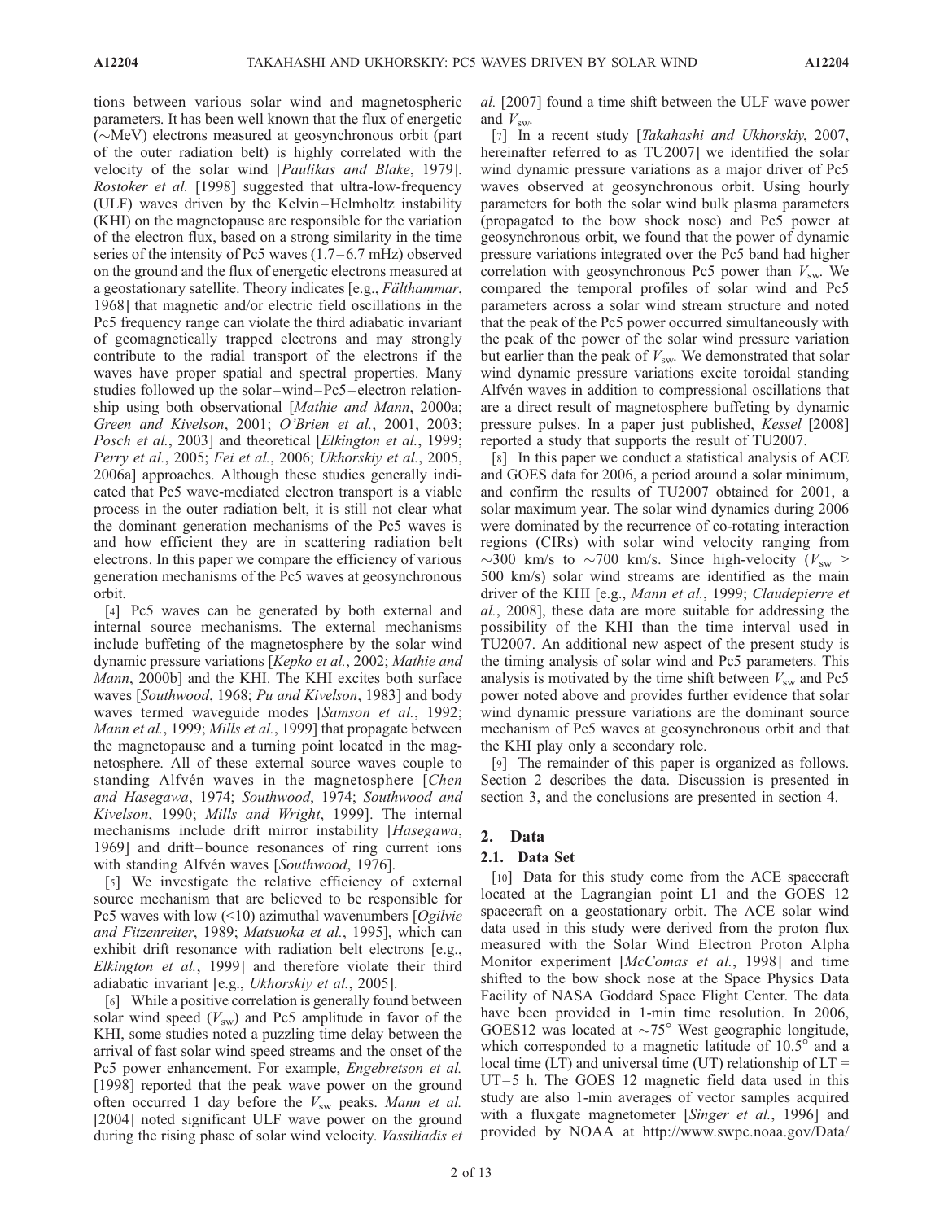tions between various solar wind and magnetospheric parameters. It has been well known that the flux of energetic (~MeV) electrons measured at geosynchronous orbit (part of the outer radiation belt) is highly correlated with the velocity of the solar wind [*Paulikas and Blake*, 1979]. *Rostoker et al.* [1998] suggested that ultra-low-frequency (ULF) waves driven by the Kelvin–Helmholtz instability (KHI) on the magnetopause are responsible for the variation of the electron flux, based on a strong similarity in the time series of the intensity of Pc5 waves (1.7–6.7 mHz) observed on the ground and the flux of energetic electrons measured at a geostationary satellite. Theory indicates [e.g., *Fälthammar*, 1968] that magnetic and/or electric field oscillations in the Pc5 frequency range can violate the third adiabatic invariant of geomagnetically trapped electrons and may strongly contribute to the radial transport of the electrons if the waves have proper spatial and spectral properties. Many studies followed up the solar–wind–Pc5–electron relationship using both observational [*Mathie and Mann*, 2000a; *Green and Kivelson*, 2001; *O'Brien et al.*, 2001, 2003; *Posch et al.*, 2003] and theoretical [*Elkington et al.*, 1999; *Perry et al.*, 2005; *Fei et al.*, 2006; *Ukhorskiy et al.*, 2005, 2006a] approaches. Although these studies generally indicated that Pc5 wave-mediated electron transport is a viable process in the outer radiation belt, it is still not clear what the dominant generation mechanisms of the Pc5 waves is and how efficient they are in scattering radiation belt electrons. In this paper we compare the efficiency of various generation mechanisms of the Pc5 waves at geosynchronous orbit.

[4] Pc5 waves can be generated by both external and internal source mechanisms. The external mechanisms include buffeting of the magnetosphere by the solar wind dynamic pressure variations [*Kepko et al.*, 2002; *Mathie and Mann*, 2000b] and the KHI. The KHI excites both surface waves [*Southwood*, 1968; *Pu and Kivelson*, 1983] and body waves termed waveguide modes [*Samson et al.*, 1992; *Mann et al.*, 1999; *Mills et al.*, 1999] that propagate between the magnetopause and a turning point located in the magnetosphere. All of these external source waves couple to standing Alfvén waves in the magnetosphere [*Chen and Hasegawa*, 1974; *Southwood*, 1974; *Southwood and Kivelson*, 1990; *Mills and Wright*, 1999]. The internal mechanisms include drift mirror instability [*Hasegawa*, 1969] and drift–bounce resonances of ring current ions with standing Alfvén waves [*Southwood*, 1976].

[5] We investigate the relative efficiency of external source mechanism that are believed to be responsible for Pc5 waves with low (<10) azimuthal wavenumbers [*Ogilvie and Fitzenreiter*, 1989; *Matsuoka et al.*, 1995], which can exhibit drift resonance with radiation belt electrons [e.g., *Elkington et al.*, 1999] and therefore violate their third adiabatic invariant [e.g., *Ukhorskiy et al.*, 2005].

[6] While a positive correlation is generally found between solar wind speed ($V_{sw}$) and Pc5 amplitude in favor of the KHI, some studies noted a puzzling time delay between the arrival of fast solar wind speed streams and the onset of the Pc5 power enhancement. For example, *Engebretson et al.* [1998] reported that the peak wave power on the ground often occurred 1 day before the $V_{sw}$ peaks. *Mann et al.* [2004] noted significant ULF wave power on the ground during the rising phase of solar wind velocity. *Vassiliadis et al.* [2007] found a time shift between the ULF wave power and $V_{sw}$.

[7] In a recent study [*Takahashi and Ukhorskiy*, 2007, hereinafter referred to as TU2007] we identified the solar wind dynamic pressure variations as a major driver of Pc5 waves observed at geosynchronous orbit. Using hourly parameters for both the solar wind bulk plasma parameters (propagated to the bow shock nose) and Pc5 power at geosynchronous orbit, we found that the power of dynamic pressure variations integrated over the Pc5 band had higher correlation with geosynchronous Pc5 power than $V_{sw}$. We compared the temporal profiles of solar wind and Pc5 parameters across a solar wind stream structure and noted that the peak of the Pc5 power occurred simultaneously with the peak of the power of the solar wind pressure variation but earlier than the peak of $V_{sw}$. We demonstrated that solar wind dynamic pressure variations excite toroidal standing Alfvén waves in addition to compressional oscillations that are a direct result of magnetosphere buffeting by dynamic pressure pulses. In a paper just published, *Kessel* [2008] reported a study that supports the result of TU2007.

[8] In this paper we conduct a statistical analysis of ACE and GOES data for 2006, a period around a solar minimum, and confirm the results of TU2007 obtained for 2001, a solar maximum year. The solar wind dynamics during 2006 were dominated by the recurrence of co-rotating interaction regions (CIRs) with solar wind velocity ranging from ~300 km/s to ~700 km/s. Since high-velocity ($V_{sw}$ > 500 km/s) solar wind streams are identified as the main driver of the KHI [e.g., *Mann et al.*, 1999; *Claudepierre et al.*, 2008], these data are more suitable for addressing the possibility of the KHI than the time interval used in TU2007. An additional new aspect of the present study is the timing analysis of solar wind and Pc5 parameters. This analysis is motivated by the time shift between $V_{sw}$ and Pc5 power noted above and provides further evidence that solar wind dynamic pressure variations are the dominant source mechanism of Pc5 waves at geosynchronous orbit and that the KHI play only a secondary role.

[9] The remainder of this paper is organized as follows. Section 2 describes the data. Discussion is presented in section 3, and the conclusions are presented in section 4.

## 2. Data

### 2.1. Data Set

[10] Data for this study come from the ACE spacecraft located at the Lagrangian point L1 and the GOES 12 spacecraft on a geostationary orbit. The ACE solar wind data used in this study were derived from the proton flux measured with the Solar Wind Electron Proton Alpha Monitor experiment [*McComas et al.*, 1998] and time shifted to the bow shock nose at the Space Physics Data Facility of NASA Goddard Space Flight Center. The data have been provided in 1-min time resolution. In 2006, GOES12 was located at ~75° West geographic longitude, which corresponded to a magnetic latitude of 10.5° and a local time (LT) and universal time (UT) relationship of LT = UT−5 h. The GOES 12 magnetic field data used in this study are also 1-min averages of vector samples acquired with a fluxgate magnetometer [*Singer et al.*, 1996] and provided by NOAA at http://www.swpc.noaa.gov/Data/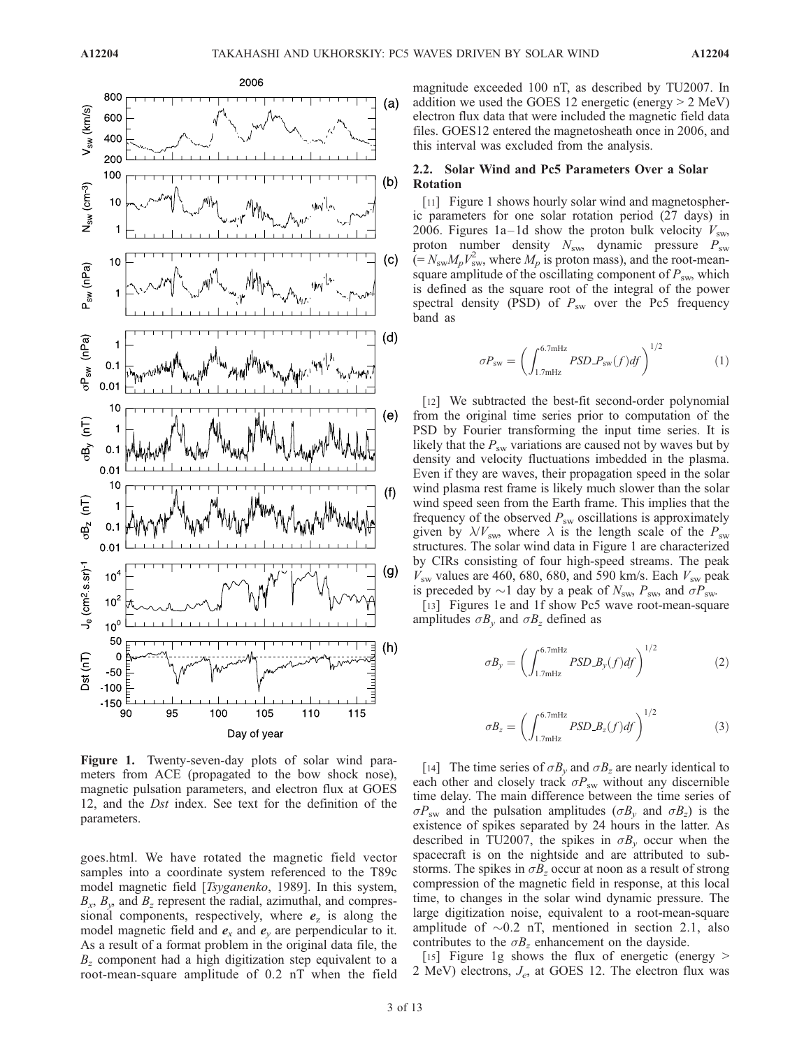**Figure 1.** Twenty-seven-day plots of solar wind parameters from ACE (propagated to the bow shock nose), magnetic pulsation parameters, and electron flux at GOES 12, and the *Dst* index. See text for the definition of the parameters.

goes.html. We have rotated the magnetic field vector samples into a coordinate system referenced to the T89c model magnetic field [*Tsyganenko*, 1989]. In this system, $B_x$, $B_y$, and $B_z$ represent the radial, azimuthal, and compressional components, respectively, where $\mathbf{e}_z$ is along the model magnetic field and $\mathbf{e}_x$ and $\mathbf{e}_y$ are perpendicular to it. As a result of a format problem in the original data file, the $B_z$ component had a high digitization step equivalent to a root-mean-square amplitude of 0.2 nT when the field magnitude exceeded 100 nT, as described by TU2007. In addition we used the GOES 12 energetic (energy > 2 MeV) electron flux data that were included the magnetic field data files. GOES12 entered the magnetosheath once in 2006, and this interval was excluded from the analysis.

### 2.2. Solar Wind and Pc5 Parameters Over a Solar Rotation

[11] Figure 1 shows hourly solar wind and magnetospheric parameters for one solar rotation period (27 days) in 2006. Figures 1a–1d show the proton bulk velocity $V_{sw}$, proton number density $N_{sw}$, dynamic pressure $P_{sw}$ ($= N_{sw} M_p V_{sw}^2$, where $M_p$ is proton mass), and the root-mean-square amplitude of the oscillating component of $P_{sw}$, which is defined as the square root of the integral of the power spectral density (PSD) of $P_{sw}$ over the Pc5 frequency band as

$$\sigma P_{sw} = \left( \int_{1.7\text{mHz}}^{6.7\text{mHz}} PSD\_P_{sw}(f) df \right)^{1/2} \qquad (1)$$

[12] We subtracted the best-fit second-order polynomial from the original time series prior to computation of the PSD by Fourier transforming the input time series. It is likely that the $P_{sw}$ variations are caused not by waves but by density and velocity fluctuations imbedded in the plasma. Even if they are waves, their propagation speed in the solar wind plasma rest frame is likely much slower than the solar wind speed seen from the Earth frame. This implies that the frequency of the observed $P_{sw}$ oscillations is approximately given by $\lambda/V_{sw}$, where $\lambda$ is the length scale of the $P_{sw}$ structures. The solar wind data in Figure 1 are characterized by CIRs consisting of four high-speed streams. The peak $V_{sw}$ values are 460, 680, 680, and 590 km/s. Each $V_{sw}$ peak is preceded by ~1 day by a peak of $N_{sw}$, $P_{sw}$, and $\sigma P_{sw}$.

[13] Figures 1e and 1f show Pc5 wave root-mean-square amplitudes $\sigma B_y$ and $\sigma B_z$ defined as

$$\sigma B_y = \left( \int_{1.7\text{mHz}}^{6.7\text{mHz}} PSD\_B_y(f) df \right)^{1/2} \qquad (2)$$

$$\sigma B_z = \left( \int_{1.7\text{mHz}}^{6.7\text{mHz}} PSD\_B_z(f) df \right)^{1/2} \qquad (3)$$

[14] The time series of $\sigma B_y$ and $\sigma B_z$ are nearly identical to each other and closely track $\sigma P_{sw}$ without any discernible time delay. The main difference between the time series of $\sigma P_{sw}$ and the pulsation amplitudes ($\sigma B_y$ and $\sigma B_z$) is the existence of spikes separated by 24 hours in the latter. As described in TU2007, the spikes in $\sigma B_y$ occur when the spacecraft is on the nightside and are attributed to substorms. The spikes in $\sigma B_z$ occur at noon as a result of strong compression of the magnetic field in response, at this local time, to changes in the solar wind dynamic pressure. The large digitization noise, equivalent to a root-mean-square amplitude of ~0.2 nT, mentioned in section 2.1, also contributes to the $\sigma B_z$ enhancement on the dayside.

[15] Figure 1g shows the flux of energetic (energy > 2 MeV) electrons, $J_e$, at GOES 12. The electron flux was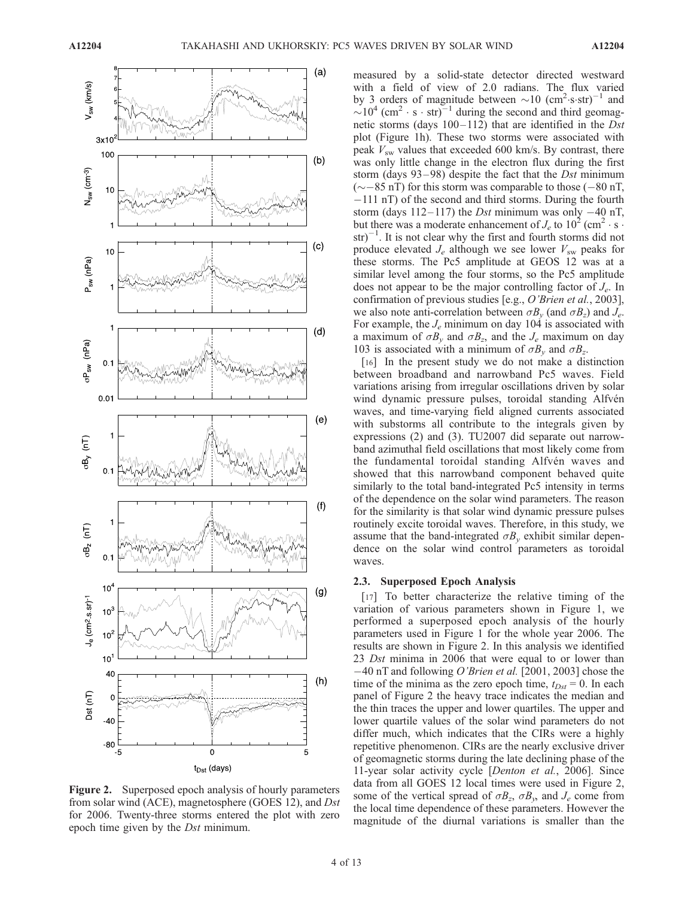Figure 2. Superposed epoch analysis of hourly parameters from solar wind (ACE), magnetosphere (GOES 12), and *Dst* for 2006. Twenty-three storms entered the plot with zero epoch time given by the *Dst* minimum.

measured by a solid-state detector directed westward with a field of view of 2.0 radians. The flux varied by 3 orders of magnitude between $\sim$10 (cm$^2$·s·str)$^{-1}$ and $\sim$10$^4$ (cm$^2$ · s · str)$^{-1}$ during the second and third geomagnetic storms (days 100–112) that are identified in the *Dst* plot (Figure 1h). These two storms were associated with peak $V_{sw}$ values that exceeded 600 km/s. By contrast, there was only little change in the electron flux during the first storm (days 93–98) despite the fact that the *Dst* minimum ($\sim$−85 nT) for this storm was comparable to those (−80 nT, −111 nT) of the second and third storms. During the fourth storm (days 112–117) the *Dst* minimum was only −40 nT, but there was a moderate enhancement of $J_e$ to 10$^2$ (cm$^2$ · s · str)$^{-1}$. It is not clear why the first and fourth storms did not produce elevated $J_e$ although we see lower $V_{sw}$ peaks for these storms. The Pc5 amplitude at GEOS 12 was at a similar level among the four storms, so the Pc5 amplitude does not appear to be the major controlling factor of $J_e$. In confirmation of previous studies [e.g., *O'Brien et al.*, 2003], we also note anti-correlation between $\sigma B_y$ (and $\sigma B_z$) and $J_e$. For example, the $J_e$ minimum on day 104 is associated with a maximum of $\sigma B_y$ and $\sigma B_z$, and the $J_e$ maximum on day 103 is associated with a minimum of $\sigma B_y$ and $\sigma B_z$.

[16] In the present study we do not make a distinction between broadband and narrowband Pc5 waves. Field variations arising from irregular oscillations driven by solar wind dynamic pressure pulses, toroidal standing Alfvén waves, and time-varying field aligned currents associated with substorms all contribute to the integrals given by expressions (2) and (3). TU2007 did separate out narrowband azimuthal field oscillations that most likely come from the fundamental toroidal standing Alfvén waves and showed that this narrowband component behaved quite similarly to the total band-integrated Pc5 intensity in terms of the dependence on the solar wind parameters. The reason for the similarity is that solar wind dynamic pressure pulses routinely excite toroidal waves. Therefore, in this study, we assume that the band-integrated $\sigma B_y$ exhibit similar dependence on the solar wind control parameters as toroidal waves.

### 2.3. Superposed Epoch Analysis

[17] To better characterize the relative timing of the variation of various parameters shown in Figure 1, we performed a superposed epoch analysis of the hourly parameters used in Figure 1 for the whole year 2006. The results are shown in Figure 2. In this analysis we identified 23 *Dst* minima in 2006 that were equal to or lower than −40 nT and following *O'Brien et al.* [2001, 2003] chose the time of the minima as the zero epoch time, $t_{Dst}$ = 0. In each panel of Figure 2 the heavy trace indicates the median and the thin traces the upper and lower quartiles. The upper and lower quartile values of the solar wind parameters do not differ much, which indicates that the CIRs were a highly repetitive phenomenon. CIRs are the nearly exclusive driver of geomagnetic storms during the late declining phase of the 11-year solar activity cycle [*Denton et al.*, 2006]. Since data from all GOES 12 local times were used in Figure 2, some of the vertical spread of $\sigma B_z$, $\sigma B_y$, and $J_e$ come from the local time dependence of these parameters. However the magnitude of the diurnal variations is smaller than the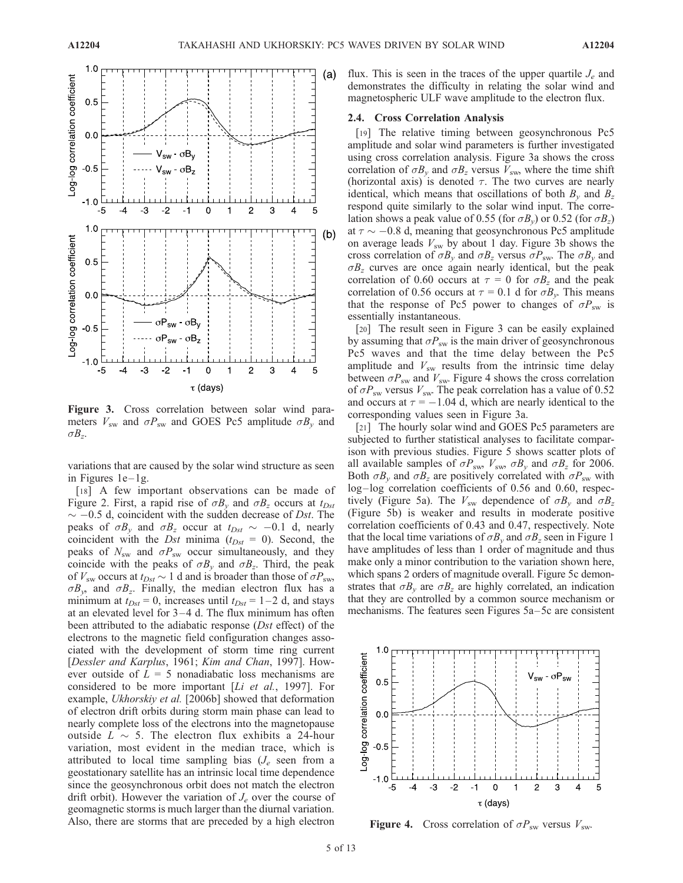Figure 3. Cross correlation between solar wind parameters $V_{sw}$ and $\sigma P_{sw}$ and GOES Pc5 amplitude $\sigma B_y$ and $\sigma B_z$.

variations that are caused by the solar wind structure as seen in Figures 1e–1g.

[18] A few important observations can be made of Figure 2. First, a rapid rise of $\sigma B_y$ and $\sigma B_z$ occurs at $t_{Dst} \sim -0.5$ d, coincident with the sudden decrease of *Dst*. The peaks of $\sigma B_y$ and $\sigma B_z$ occur at $t_{Dst} \sim -0.1$ d, nearly coincident with the *Dst* minima ($t_{Dst} = 0$). Second, the peaks of $N_{sw}$ and $\sigma P_{sw}$ occur simultaneously, and they coincide with the peaks of $\sigma B_y$ and $\sigma B_z$. Third, the peak of $V_{sw}$ occurs at $t_{Dst} \sim 1$ d and is broader than those of $\sigma P_{sw}$, $\sigma B_y$, and $\sigma B_z$. Finally, the median electron flux has a minimum at $t_{Dst} = 0$, increases until $t_{Dst} = 1$–2 d, and stays at an elevated level for 3–4 d. The flux minimum has often been attributed to the adiabatic response (*Dst* effect) of the electrons to the magnetic field configuration changes associated with the development of storm time ring current [*Dessler and Karplus*, 1961; *Kim and Chan*, 1997]. However outside of $L = 5$ nonadiabatic loss mechanisms are considered to be more important [*Li et al.*, 1997]. For example, *Ukhorskiy et al.* [2006b] showed that deformation of electron drift orbits during storm main phase can lead to nearly complete loss of the electrons into the magnetopause outside $L \sim 5$. The electron flux exhibits a 24-hour variation, most evident in the median trace, which is attributed to local time sampling bias ($J_e$ seen from a geostationary satellite has an intrinsic local time dependence since the geosynchronous orbit does not match the electron drift orbit). However the variation of $J_e$ over the course of geomagnetic storms is much larger than the diurnal variation. Also, there are storms that are preceded by a high electron flux. This is seen in the traces of the upper quartile $J_e$ and demonstrates the difficulty in relating the solar wind and magnetospheric ULF wave amplitude to the electron flux.

## 2.4. Cross Correlation Analysis

[19] The relative timing between geosynchronous Pc5 amplitude and solar wind parameters is further investigated using cross correlation analysis. Figure 3a shows the cross correlation of $\sigma B_y$ and $\sigma B_z$ versus $V_{sw}$, where the time shift (horizontal axis) is denoted $\tau$. The two curves are nearly identical, which means that oscillations of both $B_y$ and $B_z$ respond quite similarly to the solar wind input. The correlation shows a peak value of 0.55 (for $\sigma B_y$) or 0.52 (for $\sigma B_z$) at $\tau \sim -0.8$ d, meaning that geosynchronous Pc5 amplitude on average leads $V_{sw}$ by about 1 day. Figure 3b shows the cross correlation of $\sigma B_y$ and $\sigma B_z$ versus $\sigma P_{sw}$. The $\sigma B_y$ and $\sigma B_z$ curves are once again nearly identical, but the peak correlation of 0.60 occurs at $\tau = 0$ for $\sigma B_z$ and the peak correlation of 0.56 occurs at $\tau = 0.1$ d for $\sigma B_y$. This means that the response of Pc5 power to changes of $\sigma P_{sw}$ is essentially instantaneous.

[20] The result seen in Figure 3 can be easily explained by assuming that $\sigma P_{sw}$ is the main driver of geosynchronous Pc5 waves and that the time delay between the Pc5 amplitude and $V_{sw}$ results from the intrinsic time delay between $\sigma P_{sw}$ and $V_{sw}$. Figure 4 shows the cross correlation of $\sigma P_{sw}$ versus $V_{sw}$. The peak correlation has a value of 0.52 and occurs at $\tau = -1.04$ d, which are nearly identical to the corresponding values seen in Figure 3a.

[21] The hourly solar wind and GOES Pc5 parameters are subjected to further statistical analyses to facilitate comparison with previous studies. Figure 5 shows scatter plots of all available samples of $\sigma P_{sw}$, $V_{sw}$, $\sigma B_y$ and $\sigma B_z$ for 2006. Both $\sigma B_y$ and $\sigma B_z$ are positively correlated with $\sigma P_{sw}$ with log–log correlation coefficients of 0.56 and 0.60, respectively (Figure 5a). The $V_{sw}$ dependence of $\sigma B_y$ and $\sigma B_z$ (Figure 5b) is weaker and results in moderate positive correlation coefficients of 0.43 and 0.47, respectively. Note that the local time variations of $\sigma B_y$ and $\sigma B_z$ seen in Figure 1 have amplitudes of less than 1 order of magnitude and thus make only a minor contribution to the variation shown here, which spans 2 orders of magnitude overall. Figure 5c demonstrates that $\sigma B_y$ are $\sigma B_z$ are highly correlated, an indication that they are controlled by a common source mechanism or mechanisms. The features seen Figures 5a–5c are consistent

Figure 4. Cross correlation of $\sigma P_{sw}$ versus $V_{sw}$.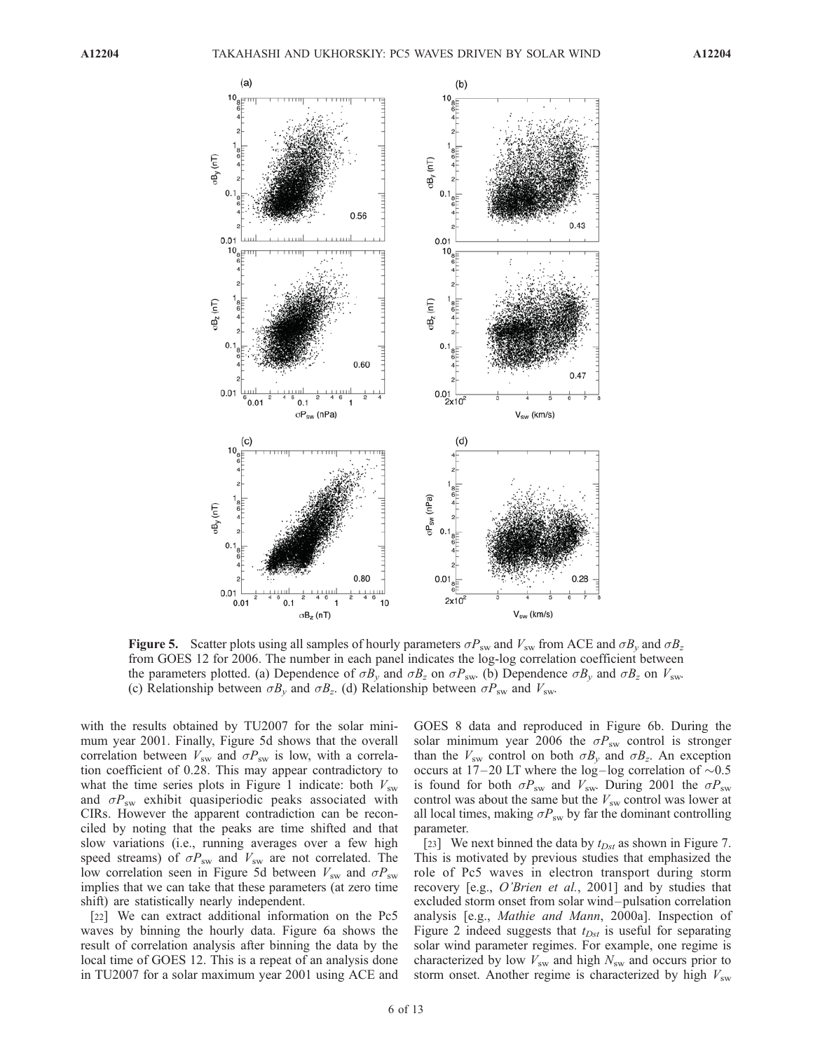**Figure 5.** Scatter plots using all samples of hourly parameters $\sigma P_{sw}$ and $V_{sw}$ from ACE and $\sigma B_y$ and $\sigma B_z$ from GOES 12 for 2006. The number in each panel indicates the log-log correlation coefficient between the parameters plotted. (a) Dependence of $\sigma B_y$ and $\sigma B_z$ on $\sigma P_{sw}$. (b) Dependence $\sigma B_y$ and $\sigma B_z$ on $V_{sw}$. (c) Relationship between $\sigma B_y$ and $\sigma B_z$. (d) Relationship between $\sigma P_{sw}$ and $V_{sw}$.

with the results obtained by TU2007 for the solar minimum year 2001. Finally, Figure 5d shows that the overall correlation between $V_{sw}$ and $\sigma P_{sw}$ is low, with a correlation coefficient of 0.28. This may appear contradictory to what the time series plots in Figure 1 indicate: both $V_{sw}$ and $\sigma P_{sw}$ exhibit quasiperiodic peaks associated with CIRs. However the apparent contradiction can be reconciled by noting that the peaks are time shifted and that slow variations (i.e., running averages over a few high speed streams) of $\sigma P_{sw}$ and $V_{sw}$ are not correlated. The low correlation seen in Figure 5d between $V_{sw}$ and $\sigma P_{sw}$ implies that we can take that these parameters (at zero time shift) are statistically nearly independent.

[22] We can extract additional information on the Pc5 waves by binning the hourly data. Figure 6a shows the result of correlation analysis after binning the data by the local time of GOES 12. This is a repeat of an analysis done in TU2007 for a solar maximum year 2001 using ACE and GOES 8 data and reproduced in Figure 6b. During the solar minimum year 2006 the $\sigma P_{sw}$ control is stronger than the $V_{sw}$ control on both $\sigma B_y$ and $\sigma B_z$. An exception occurs at 17–20 LT where the log–log correlation of ~0.5 is found for both $\sigma P_{sw}$ and $V_{sw}$. During 2001 the $\sigma P_{sw}$ control was about the same but the $V_{sw}$ control was lower at all local times, making $\sigma P_{sw}$ by far the dominant controlling parameter.

[23] We next binned the data by $t_{Dst}$ as shown in Figure 7. This is motivated by previous studies that emphasized the role of Pc5 waves in electron transport during storm recovery [e.g., *O'Brien et al.*, 2001] and by studies that excluded storm onset from solar wind–pulsation correlation analysis [e.g., *Mathie and Mann*, 2000a]. Inspection of Figure 2 indeed suggests that $t_{Dst}$ is useful for separating solar wind parameter regimes. For example, one regime is characterized by low $V_{sw}$ and high $N_{sw}$ and occurs prior to storm onset. Another regime is characterized by high $V_{sw}$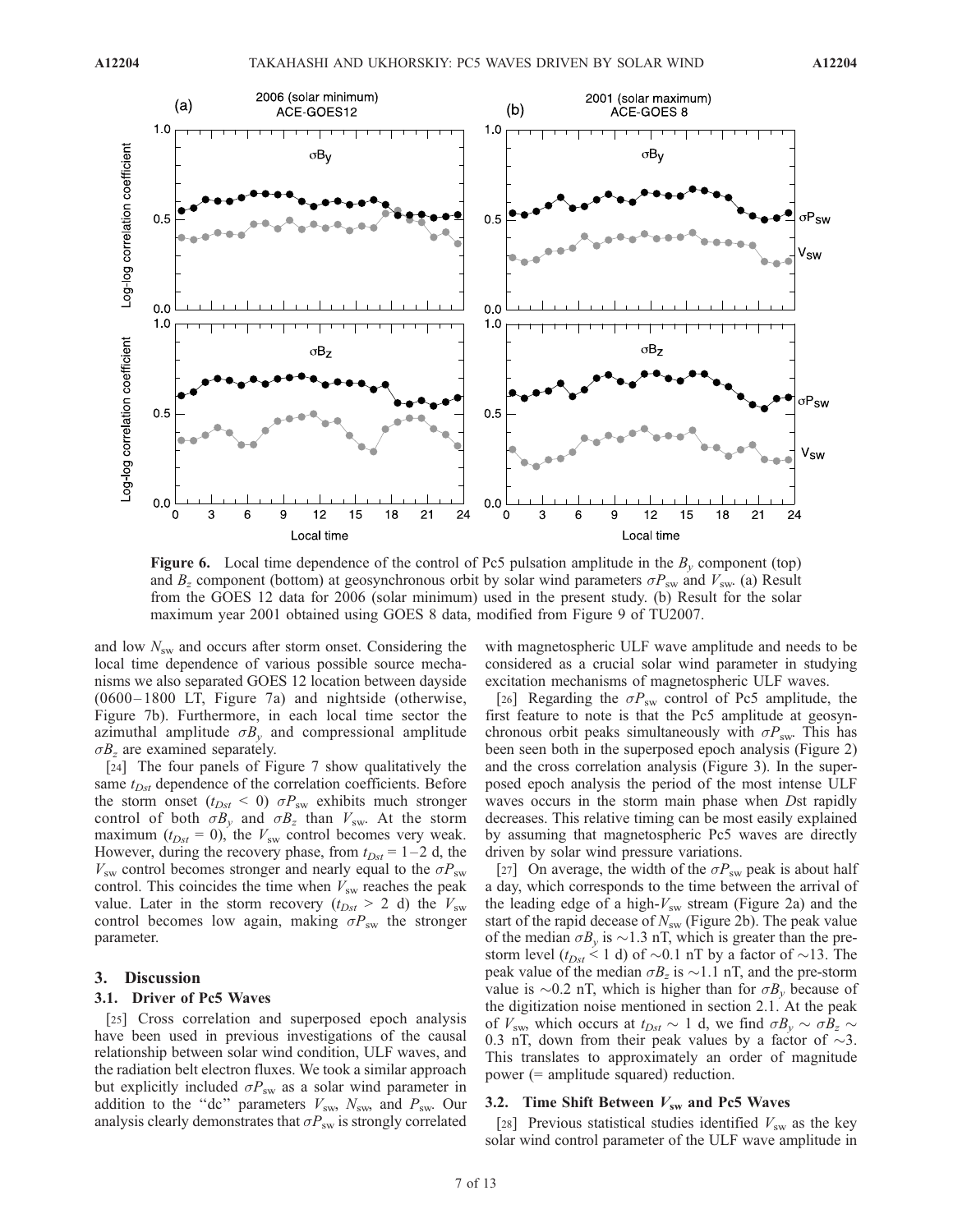**Figure 6.** Local time dependence of the control of Pc5 pulsation amplitude in the $B_y$ component (top) and $B_z$ component (bottom) at geosynchronous orbit by solar wind parameters $\sigma P_{sw}$ and $V_{sw}$. (a) Result from the GOES 12 data for 2006 (solar minimum) used in the present study. (b) Result for the solar maximum year 2001 obtained using GOES 8 data, modified from Figure 9 of TU2007.

and low $N_{sw}$ and occurs after storm onset. Considering the local time dependence of various possible source mechanisms we also separated GOES 12 location between dayside (0600–1800 LT, Figure 7a) and nightside (otherwise, Figure 7b). Furthermore, in each local time sector the azimuthal amplitude $\sigma B_y$ and compressional amplitude $\sigma B_z$ are examined separately.

[24] The four panels of Figure 7 show qualitatively the same $t_{Dst}$ dependence of the correlation coefficients. Before the storm onset ($t_{Dst} < 0$) $\sigma P_{sw}$ exhibits much stronger control of both $\sigma B_y$ and $\sigma B_z$ than $V_{sw}$. At the storm maximum ($t_{Dst} = 0$), the $V_{sw}$ control becomes very weak. However, during the recovery phase, from $t_{Dst} = 1–2$ d, the $V_{sw}$ control becomes stronger and nearly equal to the $\sigma P_{sw}$ control. This coincides the time when $V_{sw}$ reaches the peak value. Later in the storm recovery ($t_{Dst} > 2$ d) the $V_{sw}$ control becomes low again, making $\sigma P_{sw}$ the stronger parameter.

## 3. Discussion

### 3.1. Driver of Pc5 Waves

[25] Cross correlation and superposed epoch analysis have been used in previous investigations of the causal relationship between solar wind condition, ULF waves, and the radiation belt electron fluxes. We took a similar approach but explicitly included $\sigma P_{sw}$ as a solar wind parameter in addition to the "dc" parameters $V_{sw}$, $N_{sw}$, and $P_{sw}$. Our analysis clearly demonstrates that $\sigma P_{sw}$ is strongly correlated with magnetospheric ULF wave amplitude and needs to be considered as a crucial solar wind parameter in studying excitation mechanisms of magnetospheric ULF waves.

[26] Regarding the $\sigma P_{sw}$ control of Pc5 amplitude, the first feature to note is that the Pc5 amplitude at geosynchronous orbit peaks simultaneously with $\sigma P_{sw}$. This has been seen both in the superposed epoch analysis (Figure 2) and the cross correlation analysis (Figure 3). In the superposed epoch analysis the period of the most intense ULF waves occurs in the storm main phase when *D*st rapidly decreases. This relative timing can be most easily explained by assuming that magnetospheric Pc5 waves are directly driven by solar wind pressure variations.

[27] On average, the width of the $\sigma P_{sw}$ peak is about half a day, which corresponds to the time between the arrival of the leading edge of a high-$V_{sw}$ stream (Figure 2a) and the start of the rapid decease of $N_{sw}$ (Figure 2b). The peak value of the median $\sigma B_y$ is ~1.3 nT, which is greater than the prestorm level ($t_{Dst} < 1$ d) of ~0.1 nT by a factor of ~13. The peak value of the median $\sigma B_z$ is ~1.1 nT, and the pre-storm value is ~0.2 nT, which is higher than for $\sigma B_y$ because of the digitization noise mentioned in section 2.1. At the peak of $V_{sw}$, which occurs at $t_{Dst} \sim 1$ d, we find $\sigma B_y \sim \sigma B_z \sim 0.3$ nT, down from their peak values by a factor of ~3. This translates to approximately an order of magnitude power (= amplitude squared) reduction.

### 3.2. Time Shift Between $V_{sw}$ and Pc5 Waves

[28] Previous statistical studies identified $V_{sw}$ as the key solar wind control parameter of the ULF wave amplitude in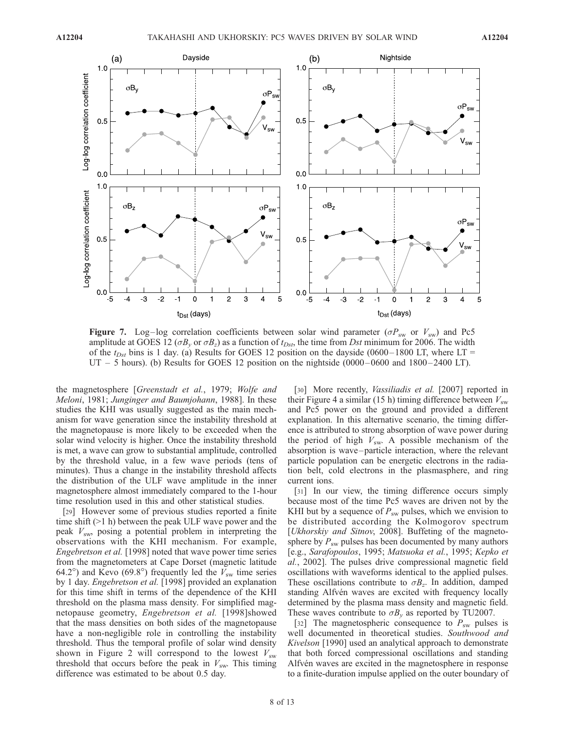**Figure 7.** Log–log correlation coefficients between solar wind parameter ($\sigma P_{sw}$ or $V_{sw}$) and Pc5 amplitude at GOES 12 ($\sigma B_y$ or $\sigma B_z$) as a function of $t_{Dst}$, the time from *Dst* minimum for 2006. The width of the $t_{Dst}$ bins is 1 day. (a) Results for GOES 12 position on the dayside (0600–1800 LT, where LT = UT – 5 hours). (b) Results for GOES 12 position on the nightside (0000–0600 and 1800–2400 LT).

the magnetosphere [*Greenstadt et al.*, 1979; *Wolfe and Meloni*, 1981; *Junginger and Baumjohann*, 1988]. In these studies the KHI was usually suggested as the main mechanism for wave generation since the instability threshold at the magnetopause is more likely to be exceeded when the solar wind velocity is higher. Once the instability threshold is met, a wave can grow to substantial amplitude, controlled by the threshold value, in a few wave periods (tens of minutes). Thus a change in the instability threshold affects the distribution of the ULF wave amplitude in the inner magnetosphere almost immediately compared to the 1-hour time resolution used in this and other statistical studies.

[29] However some of previous studies reported a finite time shift (>1 h) between the peak ULF wave power and the peak $V_{sw}$, posing a potential problem in interpreting the observations with the KHI mechanism. For example, *Engebretson et al.* [1998] noted that wave power time series from the magnetometers at Cape Dorset (magnetic latitude 64.2°) and Kevo (69.8°) frequently led the $V_{sw}$ time series by 1 day. *Engebretson et al.* [1998] provided an explanation for this time shift in terms of the dependence of the KHI threshold on the plasma mass density. For simplified magnetopause geometry, *Engebretson et al.* [1998]showed that the mass densities on both sides of the magnetopause have a non-negligible role in controlling the instability threshold. Thus the temporal profile of solar wind density shown in Figure 2 will correspond to the lowest $V_{sw}$ threshold that occurs before the peak in $V_{sw}$. This timing difference was estimated to be about 0.5 day.

[30] More recently, *Vassiliadis et al.* [2007] reported in their Figure 4 a similar (15 h) timing difference between $V_{sw}$ and Pc5 power on the ground and provided a different explanation. In this alternative scenario, the timing difference is attributed to strong absorption of wave power during the period of high $V_{sw}$. A possible mechanism of the absorption is wave–particle interaction, where the relevant particle population can be energetic electrons in the radiation belt, cold electrons in the plasmasphere, and ring current ions.

[31] In our view, the timing difference occurs simply because most of the time Pc5 waves are driven not by the KHI but by a sequence of $P_{sw}$ pulses, which we envision to be distributed according the Kolmogorov spectrum [*Ukhorskiy and Sitnov*, 2008]. Buffeting of the magnetosphere by $P_{sw}$ pulses has been documented by many authors [e.g., *Sarafopoulos*, 1995; *Matsuoka et al.*, 1995; *Kepko et al.*, 2002]. The pulses drive compressional magnetic field oscillations with waveforms identical to the applied pulses. These oscillations contribute to $\sigma B_z$. In addition, damped standing Alfvén waves are excited with frequency locally determined by the plasma mass density and magnetic field. These waves contribute to $\sigma B_y$ as reported by TU2007.

[32] The magnetospheric consequence to $P_{sw}$ pulses is well documented in theoretical studies. *Southwood and Kivelson* [1990] used an analytical approach to demonstrate that both forced compressional oscillations and standing Alfvén waves are excited in the magnetosphere in response to a finite-duration impulse applied on the outer boundary of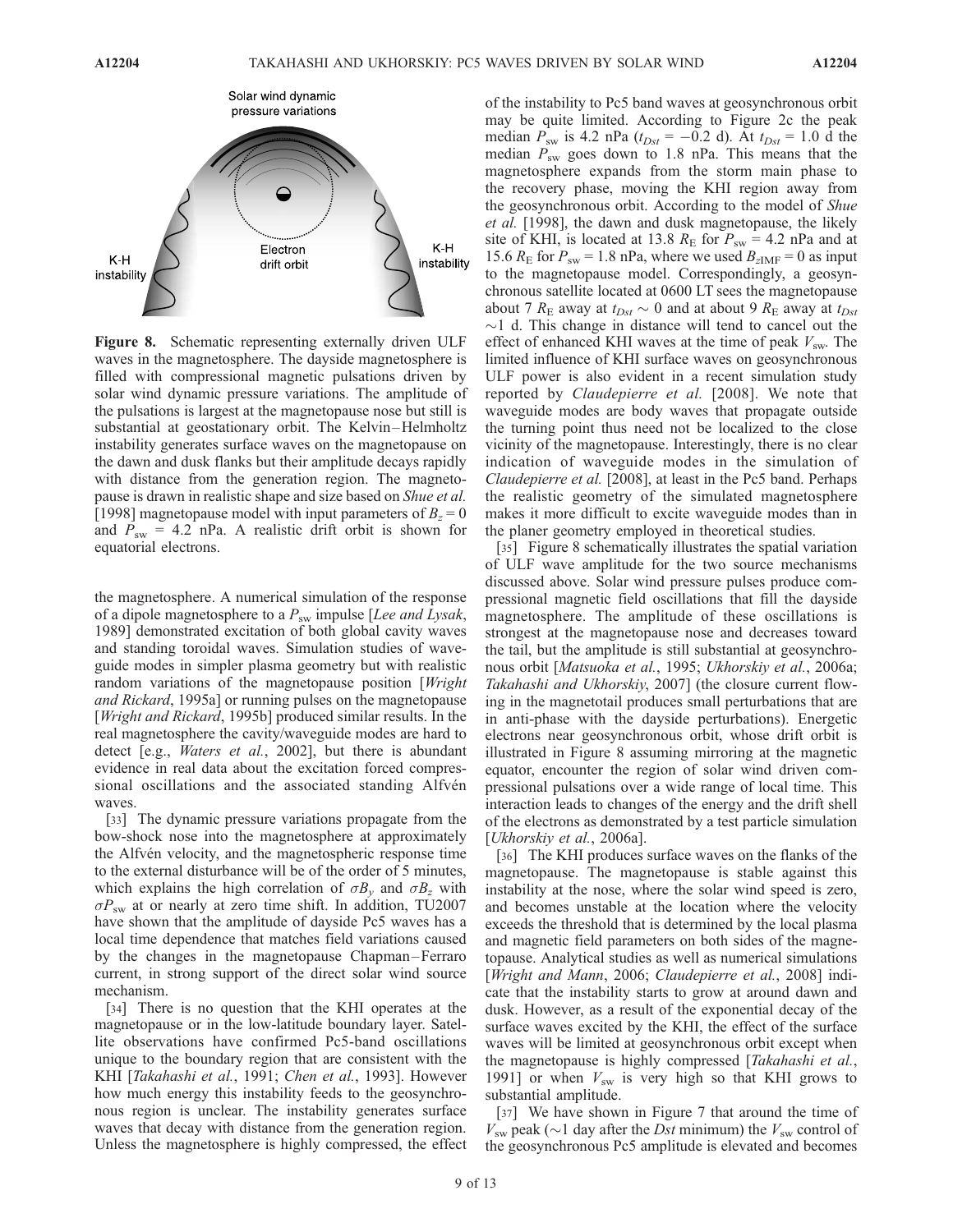**Figure 8.** Schematic representing externally driven ULF waves in the magnetosphere. The dayside magnetosphere is filled with compressional magnetic pulsations driven by solar wind dynamic pressure variations. The amplitude of the pulsations is largest at the magnetopause nose but still is substantial at geostationary orbit. The Kelvin–Helmholtz instability generates surface waves on the magnetopause on the dawn and dusk flanks but their amplitude decays rapidly with distance from the generation region. The magnetopause is drawn in realistic shape and size based on *Shue et al.* [1998] magnetopause model with input parameters of $B_z = 0$ and $P_{sw} = 4.2$ nPa. A realistic drift orbit is shown for equatorial electrons.

the magnetosphere. A numerical simulation of the response of a dipole magnetosphere to a $P_{sw}$ impulse [*Lee and Lysak*, 1989] demonstrated excitation of both global cavity waves and standing toroidal waves. Simulation studies of waveguide modes in simpler plasma geometry but with realistic random variations of the magnetopause position [*Wright and Rickard*, 1995a] or running pulses on the magnetopause [*Wright and Rickard*, 1995b] produced similar results. In the real magnetosphere the cavity/waveguide modes are hard to detect [e.g., *Waters et al.*, 2002], but there is abundant evidence in real data about the excitation forced compressional oscillations and the associated standing Alfvén waves.

[33] The dynamic pressure variations propagate from the bow-shock nose into the magnetosphere at approximately the Alfvén velocity, and the magnetospheric response time to the external disturbance will be of the order of 5 minutes, which explains the high correlation of $\sigma B_y$ and $\sigma B_z$ with $\sigma P_{sw}$ at or nearly at zero time shift. In addition, TU2007 have shown that the amplitude of dayside Pc5 waves has a local time dependence that matches field variations caused by the changes in the magnetopause Chapman–Ferraro current, in strong support of the direct solar wind source mechanism.

[34] There is no question that the KHI operates at the magnetopause or in the low-latitude boundary layer. Satellite observations have confirmed Pc5-band oscillations unique to the boundary region that are consistent with the KHI [*Takahashi et al.*, 1991; *Chen et al.*, 1993]. However how much energy this instability feeds to the geosynchronous region is unclear. The instability generates surface waves that decay with distance from the generation region. Unless the magnetosphere is highly compressed, the effect of the instability to Pc5 band waves at geosynchronous orbit may be quite limited. According to Figure 2c the peak median $P_{sw}$ is 4.2 nPa ($t_{Dst} = -0.2$ d). At $t_{Dst} = 1.0$ d the median $P_{sw}$ goes down to 1.8 nPa. This means that the magnetosphere expands from the storm main phase to the recovery phase, moving the KHI region away from the geosynchronous orbit. According to the model of *Shue et al.* [1998], the dawn and dusk magnetopause, the likely site of KHI, is located at 13.8 $R_E$ for $P_{sw} = 4.2$ nPa and at 15.6 $R_E$ for $P_{sw} = 1.8$ nPa, where we used $B_{zIMF} = 0$ as input to the magnetopause model. Correspondingly, a geosynchronous satellite located at 0600 LT sees the magnetopause about 7 $R_E$ away at $t_{Dst} \sim 0$ and at about 9 $R_E$ away at $t_{Dst}$ $\sim$1 d. This change in distance will tend to cancel out the effect of enhanced KHI waves at the time of peak $V_{sw}$. The limited influence of KHI surface waves on geosynchronous ULF power is also evident in a recent simulation study reported by *Claudepierre et al.* [2008]. We note that waveguide modes are body waves that propagate outside the turning point thus need not be localized to the close vicinity of the magnetopause. Interestingly, there is no clear indication of waveguide modes in the simulation of *Claudepierre et al.* [2008], at least in the Pc5 band. Perhaps the realistic geometry of the simulated magnetosphere makes it more difficult to excite waveguide modes than in the planer geometry employed in theoretical studies.

[35] Figure 8 schematically illustrates the spatial variation of ULF wave amplitude for the two source mechanisms discussed above. Solar wind pressure pulses produce compressional magnetic field oscillations that fill the dayside magnetosphere. The amplitude of these oscillations is strongest at the magnetopause nose and decreases toward the tail, but the amplitude is still substantial at geosynchronous orbit [*Matsuoka et al.*, 1995; *Ukhorskiy et al.*, 2006a; *Takahashi and Ukhorskiy*, 2007] (the closure current flowing in the magnetotail produces small perturbations that are in anti-phase with the dayside perturbations). Energetic electrons near geosynchronous orbit, whose drift orbit is illustrated in Figure 8 assuming mirroring at the magnetic equator, encounter the region of solar wind driven compressional pulsations over a wide range of local time. This interaction leads to changes of the energy and the drift shell of the electrons as demonstrated by a test particle simulation [*Ukhorskiy et al.*, 2006a].

[36] The KHI produces surface waves on the flanks of the magnetopause. The magnetopause is stable against this instability at the nose, where the solar wind speed is zero, and becomes unstable at the location where the velocity exceeds the threshold that is determined by the local plasma and magnetic field parameters on both sides of the magnetopause. Analytical studies as well as numerical simulations [*Wright and Mann*, 2006; *Claudepierre et al.*, 2008] indicate that the instability starts to grow at around dawn and dusk. However, as a result of the exponential decay of the surface waves excited by the KHI, the effect of the surface waves will be limited at geosynchronous orbit except when the magnetopause is highly compressed [*Takahashi et al.*, 1991] or when $V_{sw}$ is very high so that KHI grows to substantial amplitude.

[37] We have shown in Figure 7 that around the time of $V_{sw}$ peak (~1 day after the *Dst* minimum) the $V_{sw}$ control of the geosynchronous Pc5 amplitude is elevated and becomes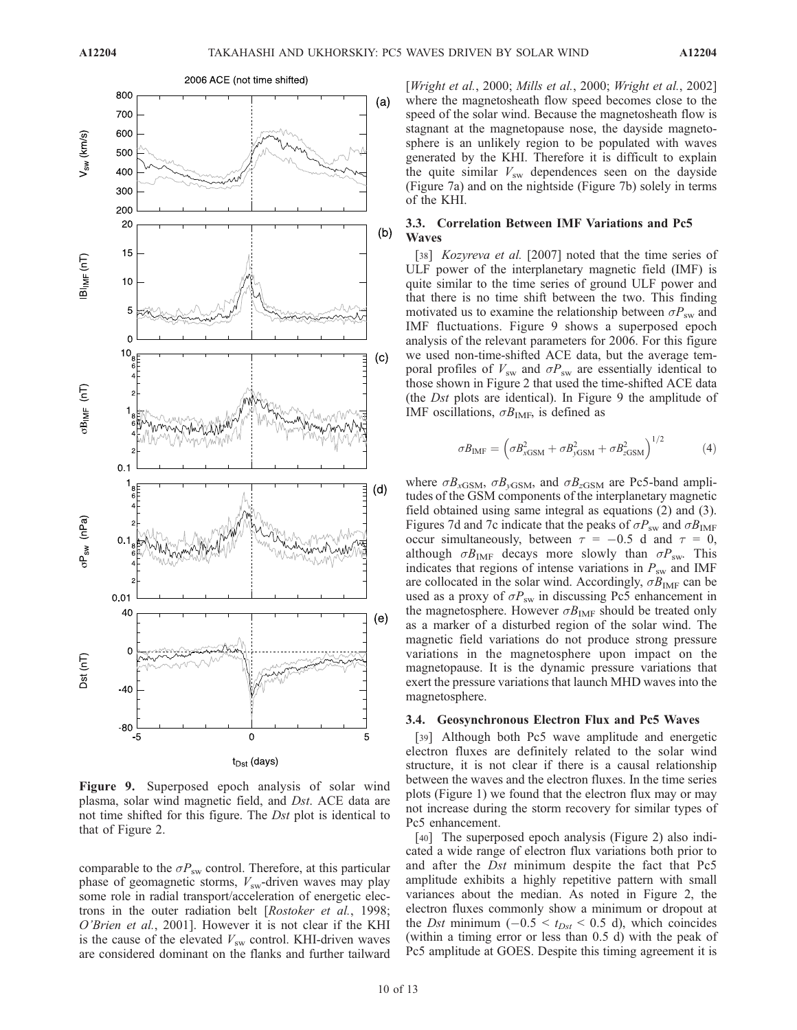Figure 9. Superposed epoch analysis of solar wind plasma, solar wind magnetic field, and *Dst*. ACE data are not time shifted for this figure. The *Dst* plot is identical to that of Figure 2.

comparable to the $\sigma P_{sw}$ control. Therefore, at this particular phase of geomagnetic storms, $V_{sw}$-driven waves may play some role in radial transport/acceleration of energetic electrons in the outer radiation belt [*Rostoker et al.*, 1998; *O'Brien et al.*, 2001]. However it is not clear if the KHI is the cause of the elevated $V_{sw}$ control. KHI-driven waves are considered dominant on the flanks and further tailward [*Wright et al.*, 2000; *Mills et al.*, 2000; *Wright et al.*, 2002] where the magnetosheath flow speed becomes close to the speed of the solar wind. Because the magnetosheath flow is stagnant at the magnetopause nose, the dayside magnetosphere is an unlikely region to be populated with waves generated by the KHI. Therefore it is difficult to explain the quite similar $V_{sw}$ dependences seen on the dayside (Figure 7a) and on the nightside (Figure 7b) solely in terms of the KHI.

### 3.3. Correlation Between IMF Variations and Pc5 Waves

[38] *Kozyreva et al.* [2007] noted that the time series of ULF power of the interplanetary magnetic field (IMF) is quite similar to the time series of ground ULF power and that there is no time shift between the two. This finding motivated us to examine the relationship between $\sigma P_{sw}$ and IMF fluctuations. Figure 9 shows a superposed epoch analysis of the relevant parameters for 2006. For this figure we used non-time-shifted ACE data, but the average temporal profiles of $V_{sw}$ and $\sigma P_{sw}$ are essentially identical to those shown in Figure 2 that used the time-shifted ACE data (the *Dst* plots are identical). In Figure 9 the amplitude of IMF oscillations, $\sigma B_{IMF}$, is defined as

$$\sigma B_{IMF} = \left(\sigma B_{xGSM}^2 + \sigma B_{yGSM}^2 + \sigma B_{zGSM}^2\right)^{1/2} \tag{4}$$

where $\sigma B_{xGSM}$, $\sigma B_{yGSM}$, and $\sigma B_{zGSM}$ are Pc5-band amplitudes of the GSM components of the interplanetary magnetic field obtained using same integral as equations (2) and (3). Figures 7d and 7c indicate that the peaks of $\sigma P_{sw}$ and $\sigma B_{IMF}$ occur simultaneously, between $\tau = -0.5$ d and $\tau = 0$, although $\sigma B_{IMF}$ decays more slowly than $\sigma P_{sw}$. This indicates that regions of intense variations in $P_{sw}$ and IMF are collocated in the solar wind. Accordingly, $\sigma B_{IMF}$ can be used as a proxy of $\sigma P_{sw}$ in discussing Pc5 enhancement in the magnetosphere. However $\sigma B_{IMF}$ should be treated only as a marker of a disturbed region of the solar wind. The magnetic field variations do not produce strong pressure variations in the magnetosphere upon impact on the magnetopause. It is the dynamic pressure variations that exert the pressure variations that launch MHD waves into the magnetosphere.

### 3.4. Geosynchronous Electron Flux and Pc5 Waves

[39] Although both Pc5 wave amplitude and energetic electron fluxes are definitely related to the solar wind structure, it is not clear if there is a causal relationship between the waves and the electron fluxes. In the time series plots (Figure 1) we found that the electron flux may or may not increase during the storm recovery for similar types of Pc5 enhancement.

[40] The superposed epoch analysis (Figure 2) also indicated a wide range of electron flux variations both prior to and after the *Dst* minimum despite the fact that Pc5 amplitude exhibits a highly repetitive pattern with small variances about the median. As noted in Figure 2, the electron fluxes commonly show a minimum or dropout at the *Dst* minimum ($-0.5 < t_{Dst} < 0.5$ d), which coincides (within a timing error or less than 0.5 d) with the peak of Pc5 amplitude at GOES. Despite this timing agreement it is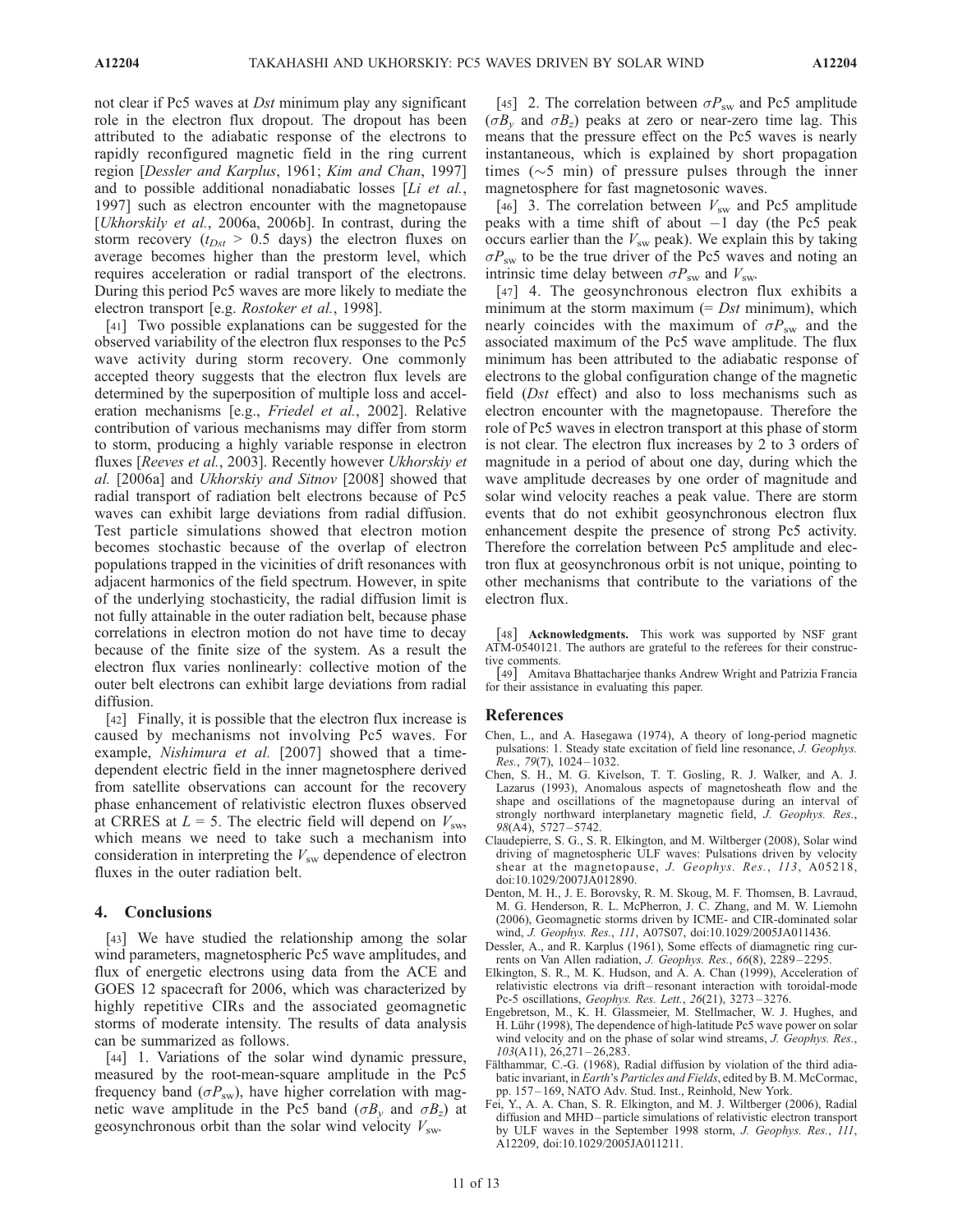not clear if Pc5 waves at *Dst* minimum play any significant role in the electron flux dropout. The dropout has been attributed to the adiabatic response of the electrons to rapidly reconfigured magnetic field in the ring current region [*Dessler and Karplus*, 1961; *Kim and Chan*, 1997] and to possible additional nonadiabatic losses [*Li et al.*, 1997] such as electron encounter with the magnetopause [*Ukhorskily et al.*, 2006a, 2006b]. In contrast, during the storm recovery ($t_{Dst}$ > 0.5 days) the electron fluxes on average becomes higher than the prestorm level, which requires acceleration or radial transport of the electrons. During this period Pc5 waves are more likely to mediate the electron transport [e.g. *Rostoker et al.*, 1998].

[41] Two possible explanations can be suggested for the observed variability of the electron flux responses to the Pc5 wave activity during storm recovery. One commonly accepted theory suggests that the electron flux levels are determined by the superposition of multiple loss and acceleration mechanisms [e.g., *Friedel et al.*, 2002]. Relative contribution of various mechanisms may differ from storm to storm, producing a highly variable response in electron fluxes [*Reeves et al.*, 2003]. Recently however *Ukhorskiy et al.* [2006a] and *Ukhorskiy and Sitnov* [2008] showed that radial transport of radiation belt electrons because of Pc5 waves can exhibit large deviations from radial diffusion. Test particle simulations showed that electron motion becomes stochastic because of the overlap of electron populations trapped in the vicinities of drift resonances with adjacent harmonics of the field spectrum. However, in spite of the underlying stochasticity, the radial diffusion limit is not fully attainable in the outer radiation belt, because phase correlations in electron motion do not have time to decay because of the finite size of the system. As a result the electron flux varies nonlinearly: collective motion of the outer belt electrons can exhibit large deviations from radial diffusion.

[42] Finally, it is possible that the electron flux increase is caused by mechanisms not involving Pc5 waves. For example, *Nishimura et al.* [2007] showed that a time-dependent electric field in the inner magnetosphere derived from satellite observations can account for the recovery phase enhancement of relativistic electron fluxes observed at CRRES at $L$ = 5. The electric field will depend on $V_{sw}$, which means we need to take such a mechanism into consideration in interpreting the $V_{sw}$ dependence of electron fluxes in the outer radiation belt.

## 4. Conclusions

[43] We have studied the relationship among the solar wind parameters, magnetospheric Pc5 wave amplitudes, and flux of energetic electrons using data from the ACE and GOES 12 spacecraft for 2006, which was characterized by highly repetitive CIRs and the associated geomagnetic storms of moderate intensity. The results of data analysis can be summarized as follows.

[44] 1. Variations of the solar wind dynamic pressure, measured by the root-mean-square amplitude in the Pc5 frequency band ($\sigma P_{sw}$), have higher correlation with magnetic wave amplitude in the Pc5 band ($\sigma B_y$ and $\sigma B_z$) at geosynchronous orbit than the solar wind velocity $V_{sw}$.

[45] 2. The correlation between $\sigma P_{sw}$ and Pc5 amplitude ($\sigma B_y$ and $\sigma B_z$) peaks at zero or near-zero time lag. This means that the pressure effect on the Pc5 waves is nearly instantaneous, which is explained by short propagation times (~5 min) of pressure pulses through the inner magnetosphere for fast magnetosonic waves.

[46] 3. The correlation between $V_{sw}$ and Pc5 amplitude peaks with a time shift of about −1 day (the Pc5 peak occurs earlier than the $V_{sw}$ peak). We explain this by taking $\sigma P_{sw}$ to be the true driver of the Pc5 waves and noting an intrinsic time delay between $\sigma P_{sw}$ and $V_{sw}$.

[47] 4. The geosynchronous electron flux exhibits a minimum at the storm maximum (= *Dst* minimum), which nearly coincides with the maximum of $\sigma P_{sw}$ and the associated maximum of the Pc5 wave amplitude. The flux minimum has been attributed to the adiabatic response of electrons to the global configuration change of the magnetic field (*Dst* effect) and also to loss mechanisms such as electron encounter with the magnetopause. Therefore the role of Pc5 waves in electron transport at this phase of storm is not clear. The electron flux increases by 2 to 3 orders of magnitude in a period of about one day, during which the wave amplitude decreases by one order of magnitude and solar wind velocity reaches a peak value. There are storm events that do not exhibit geosynchronous electron flux enhancement despite the presence of strong Pc5 activity. Therefore the correlation between Pc5 amplitude and electron flux at geosynchronous orbit is not unique, pointing to other mechanisms that contribute to the variations of the electron flux.

[48] **Acknowledgments.** This work was supported by NSF grant ATM-0540121. The authors are grateful to the referees for their constructive comments.

[49] Amitava Bhattacharjee thanks Andrew Wright and Patrizia Francia for their assistance in evaluating this paper.

## References

Chen, L., and A. Hasegawa (1974), A theory of long-period magnetic pulsations: 1. Steady state excitation of field line resonance, *J. Geophys. Res.*, *79*(7), 1024–1032.

Chen, S. H., M. G. Kivelson, T. T. Gosling, R. J. Walker, and A. J. Lazarus (1993), Anomalous aspects of magnetosheath flow and the shape and oscillations of the magnetopause during an interval of strongly northward interplanetary magnetic field, *J. Geophys. Res.*, *98*(A4), 5727–5742.

Claudepierre, S. G., S. R. Elkington, and M. Wiltberger (2008), Solar wind driving of magnetospheric ULF waves: Pulsations driven by velocity shear at the magnetopause, *J. Geophys. Res.*, *113*, A05218, doi:10.1029/2007JA012890.

Denton, M. H., J. E. Borovsky, R. M. Skoug, M. F. Thomsen, B. Lavraud, M. G. Henderson, R. L. McPherron, J. C. Zhang, and M. W. Liemohn (2006), Geomagnetic storms driven by ICME- and CIR-dominated solar wind, *J. Geophys. Res.*, *111*, A07S07, doi:10.1029/2005JA011436.

Dessler, A., and R. Karplus (1961), Some effects of diamagnetic ring currents on Van Allen radiation, *J. Geophys. Res.*, *66*(8), 2289–2295.

Elkington, S. R., M. K. Hudson, and A. A. Chan (1999), Acceleration of relativistic electrons via drift–resonant interaction with toroidal-mode Pc-5 oscillations, *Geophys. Res. Lett.*, *26*(21), 3273–3276.

Engebretson, M., K. H. Glassmeier, M. Stellmacher, W. J. Hughes, and H. Lühr (1998), The dependence of high-latitude Pc5 wave power on solar wind velocity and on the phase of solar wind streams, *J. Geophys. Res.*, *103*(A11), 26,271–26,283.

Fälthammar, C.-G. (1968), Radial diffusion by violation of the third adiabatic invariant, in *Earth's Particles and Fields*, edited by B. M. McCormac, pp. 157–169, NATO Adv. Stud. Inst., Reinhold, New York.

Fei, Y., A. A. Chan, S. R. Elkington, and M. J. Wiltberger (2006), Radial diffusion and MHD–particle simulations of relativistic electron transport by ULF waves in the September 1998 storm, *J. Geophys. Res.*, *111*, A12209, doi:10.1029/2005JA011211.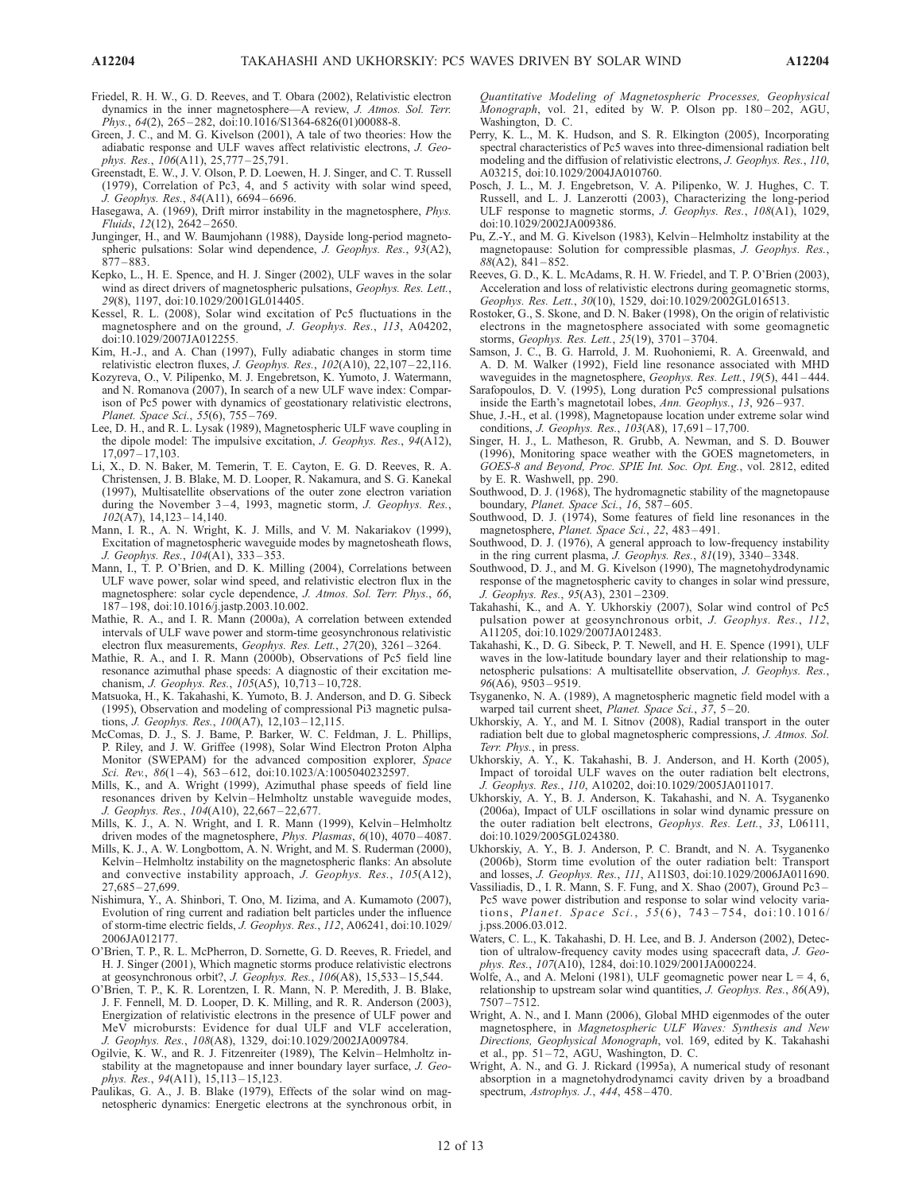Friedel, R. H. W., G. D. Reeves, and T. Obara (2002), Relativistic electron dynamics in the inner magnetosphere—A review, *J. Atmos. Sol. Terr. Phys.*, *64*(2), 265–282, doi:10.1016/S1364-6826(01)00088-8.

Green, J. C., and M. G. Kivelson (2001), A tale of two theories: How the adiabatic response and ULF waves affect relativistic electrons, *J. Geophys. Res.*, *106*(A11), 25,777–25,791.

Greenstadt, E. W., J. V. Olson, P. D. Loewen, H. J. Singer, and C. T. Russell (1979), Correlation of Pc3, 4, and 5 activity with solar wind speed, *J. Geophys. Res.*, *84*(A11), 6694–6696.

Hasegawa, A. (1969), Drift mirror instability in the magnetosphere, *Phys. Fluids*, *12*(12), 2642–2650.

Junginger, H., and W. Baumjohann (1988), Dayside long-period magnetospheric pulsations: Solar wind dependence, *J. Geophys. Res.*, *93*(A2), 877–883.

Kepko, L., H. E. Spence, and H. J. Singer (2002), ULF waves in the solar wind as direct drivers of magnetospheric pulsations, *Geophys. Res. Lett.*, *29*(8), 1197, doi:10.1029/2001GL014405.

Kessel, R. L. (2008), Solar wind excitation of Pc5 fluctuations in the magnetosphere and on the ground, *J. Geophys. Res.*, *113*, A04202, doi:10.1029/2007JA012255.

Kim, H.-J., and A. Chan (1997), Fully adiabatic changes in storm time relativistic electron fluxes, *J. Geophys. Res.*, *102*(A10), 22,107–22,116.

Kozyreva, O., V. Pilipenko, M. J. Engebretson, K. Yumoto, J. Watermann, and N. Romanova (2007), In search of a new ULF wave index: Comparison of Pc5 power with dynamics of geostationary relativistic electrons, *Planet. Space Sci.*, *55*(6), 755–769.

Lee, D. H., and R. L. Lysak (1989), Magnetospheric ULF wave coupling in the dipole model: The impulsive excitation, *J. Geophys. Res.*, *94*(A12), 17,097–17,103.

Li, X., D. N. Baker, M. Temerin, T. E. Cayton, E. G. D. Reeves, R. A. Christensen, J. B. Blake, M. D. Looper, R. Nakamura, and S. G. Kanekal (1997), Multisatellite observations of the outer zone electron variation during the November 3–4, 1993, magnetic storm, *J. Geophys. Res.*, *102*(A7), 14,123–14,140.

Mann, I. R., A. N. Wright, K. J. Mills, and V. M. Nakariakov (1999), Excitation of magnetospheric waveguide modes by magnetosheath flows, *J. Geophys. Res.*, *104*(A1), 333–353.

Mann, I., T. P. O'Brien, and D. K. Milling (2004), Correlations between ULF wave power, solar wind speed, and relativistic electron flux in the magnetosphere: solar cycle dependence, *J. Atmos. Sol. Terr. Phys.*, *66*, 187–198, doi:10.1016/j.jastp.2003.10.002.

Mathie, R. A., and I. R. Mann (2000a), A correlation between extended intervals of ULF wave power and storm-time geosynchronous relativistic electron flux measurements, *Geophys. Res. Lett.*, *27*(20), 3261–3264.

Mathie, R. A., and I. R. Mann (2000b), Observations of Pc5 field line resonance azimuthal phase speeds: A diagnostic of their excitation mechanism, *J. Geophys. Res.*, *105*(A5), 10,713–10,728.

Matsuoka, H., K. Takahashi, K. Yumoto, B. J. Anderson, and D. G. Sibeck (1995), Observation and modeling of compressional Pi3 magnetic pulsations, *J. Geophys. Res.*, *100*(A7), 12,103–12,115.

McComas, D. J., S. J. Bame, P. Barker, W. C. Feldman, J. L. Phillips, P. Riley, and J. W. Griffee (1998), Solar Wind Electron Proton Alpha Monitor (SWEPAM) for the advanced composition explorer, *Space Sci. Rev.*, *86*(1–4), 563–612, doi:10.1023/A:1005040232597.

Mills, K., and A. Wright (1999), Azimuthal phase speeds of field line resonances driven by Kelvin–Helmholtz unstable waveguide modes, *J. Geophys. Res.*, *104*(A10), 22,667–22,677.

Mills, K. J., A. N. Wright, and I. R. Mann (1999), Kelvin–Helmholtz driven modes of the magnetosphere, *Phys. Plasmas*, *6*(10), 4070–4087.

Mills, K. J., A. W. Longbottom, A. N. Wright, and M. S. Ruderman (2000), Kelvin–Helmholtz instability on the magnetospheric flanks: An absolute and convective instability approach, *J. Geophys. Res.*, *105*(A12), 27,685–27,699.

Nishimura, Y., A. Shinbori, T. Ono, M. Iizima, and A. Kumamoto (2007), Evolution of ring current and radiation belt particles under the influence of storm-time electric fields, *J. Geophys. Res.*, *112*, A06241, doi:10.1029/2006JA012177.

O'Brien, T. P., R. L. McPherron, D. Sornette, G. D. Reeves, R. Friedel, and H. J. Singer (2001), Which magnetic storms produce relativistic electrons at geosynchronous orbit?, *J. Geophys. Res.*, *106*(A8), 15,533–15,544.

O'Brien, T. P., K. R. Lorentzen, I. R. Mann, N. P. Meredith, J. B. Blake, J. F. Fennell, M. D. Looper, D. K. Milling, and R. R. Anderson (2003), Energization of relativistic electrons in the presence of ULF power and MeV microbursts: Evidence for dual ULF and VLF acceleration, *J. Geophys. Res.*, *108*(A8), 1329, doi:10.1029/2002JA009784.

Ogilvie, K. W., and R. J. Fitzenreiter (1989), The Kelvin–Helmholtz instability at the magnetopause and inner boundary layer surface, *J. Geophys. Res.*, *94*(A11), 15,113–15,123.

Paulikas, G. A., J. B. Blake (1979), Effects of the solar wind on magnetospheric dynamics: Energetic electrons at the synchronous orbit, in *Quantitative Modeling of Magnetospheric Processes, Geophysical Monograph*, vol. 21, edited by W. P. Olson pp. 180–202, AGU, Washington, D. C.

Perry, K. L., M. K. Hudson, and S. R. Elkington (2005), Incorporating spectral characteristics of Pc5 waves into three-dimensional radiation belt modeling and the diffusion of relativistic electrons, *J. Geophys. Res.*, *110*, A03215, doi:10.1029/2004JA010760.

Posch, J. L., M. J. Engebretson, V. A. Pilipenko, W. J. Hughes, C. T. Russell, and L. J. Lanzerotti (2003), Characterizing the long-period ULF response to magnetic storms, *J. Geophys. Res.*, *108*(A1), 1029, doi:10.1029/2002JA009386.

Pu, Z.-Y., and M. G. Kivelson (1983), Kelvin–Helmholtz instability at the magnetopause: Solution for compressible plasmas, *J. Geophys. Res.*, *88*(A2), 841–852.

Reeves, G. D., K. L. McAdams, R. H. W. Friedel, and T. P. O'Brien (2003), Acceleration and loss of relativistic electrons during geomagnetic storms, *Geophys. Res. Lett.*, *30*(10), 1529, doi:10.1029/2002GL016513.

Rostoker, G., S. Skone, and D. N. Baker (1998), On the origin of relativistic electrons in the magnetosphere associated with some geomagnetic storms, *Geophys. Res. Lett.*, *25*(19), 3701–3704.

Samson, J. C., B. G. Harrold, J. M. Ruohoniemi, R. A. Greenwald, and A. D. M. Walker (1992), Field line resonance associated with MHD waveguides in the magnetosphere, *Geophys. Res. Lett.*, *19*(5), 441–444.

Sarafopoulos, D. V. (1995), Long duration Pc5 compressional pulsations inside the Earth's magnetotail lobes, *Ann. Geophys.*, *13*, 926–937.

Shue, J.-H., et al. (1998), Magnetopause location under extreme solar wind conditions, *J. Geophys. Res.*, *103*(A8), 17,691–17,700.

Singer, H. J., L. Matheson, R. Grubb, A. Newman, and S. D. Bouwer (1996), Monitoring space weather with the GOES magnetometers, in *GOES-8 and Beyond, Proc. SPIE Int. Soc. Opt. Eng.*, vol. 2812, edited by E. R. Washwell, pp. 290.

Southwood, D. J. (1968), The hydromagnetic stability of the magnetopause boundary, *Planet. Space Sci.*, *16*, 587–605.

Southwood, D. J. (1974), Some features of field line resonances in the magnetosphere, *Planet. Space Sci.*, *22*, 483–491.

Southwood, D. J. (1976), A general approach to low-frequency instability in the ring current plasma, *J. Geophys. Res.*, *81*(19), 3340–3348.

Southwood, D. J., and M. G. Kivelson (1990), The magnetohydrodynamic response of the magnetospheric cavity to changes in solar wind pressure, *J. Geophys. Res.*, *95*(A3), 2301–2309.

Takahashi, K., and A. Y. Ukhorskiy (2007), Solar wind control of Pc5 pulsation power at geosynchronous orbit, *J. Geophys. Res.*, *112*, A11205, doi:10.1029/2007JA012483.

Takahashi, K., D. G. Sibeck, P. T. Newell, and H. E. Spence (1991), ULF waves in the low-latitude boundary layer and their relationship to magnetospheric pulsations: A multisatellite observation, *J. Geophys. Res.*, *96*(A6), 9503–9519.

Tsyganenko, N. A. (1989), A magnetospheric magnetic field model with a warped tail current sheet, *Planet. Space Sci.*, *37*, 5–20.

Ukhorskiy, A. Y., and M. I. Sitnov (2008), Radial transport in the outer radiation belt due to global magnetospheric compressions, *J. Atmos. Sol. Terr. Phys.*, in press.

Ukhorskiy, A. Y., K. Takahashi, B. J. Anderson, and H. Korth (2005), Impact of toroidal ULF waves on the outer radiation belt electrons, *J. Geophys. Res.*, *110*, A10202, doi:10.1029/2005JA011017.

Ukhorskiy, A. Y., B. J. Anderson, K. Takahashi, and N. A. Tsyganenko (2006a), Impact of ULF oscillations in solar wind dynamic pressure on the outer radiation belt electrons, *Geophys. Res. Lett.*, *33*, L06111, doi:10.1029/2005GL024380.

Ukhorskiy, A. Y., B. J. Anderson, P. C. Brandt, and N. A. Tsyganenko (2006b), Storm time evolution of the outer radiation belt: Transport and losses, *J. Geophys. Res.*, *111*, A11S03, doi:10.1029/2006JA011690.

Vassiliadis, D., I. R. Mann, S. F. Fung, and X. Shao (2007), Ground Pc3–Pc5 wave power distribution and response to solar wind velocity variations, *Planet. Space Sci.*, *55*(6), 743–754, doi:10.1016/j.pss.2006.03.012.

Waters, C. L., K. Takahashi, D. H. Lee, and B. J. Anderson (2002), Detection of ultralow-frequency cavity modes using spacecraft data, *J. Geophys. Res.*, *107*(A10), 1284, doi:10.1029/2001JA000224.

Wolfe, A., and A. Meloni (1981), ULF geomagnetic power near L = 4, 6, relationship to upstream solar wind quantities, *J. Geophys. Res.*, *86*(A9), 7507–7512.

Wright, A. N., and I. Mann (2006), Global MHD eigenmodes of the outer magnetosphere, in *Magnetospheric ULF Waves: Synthesis and New Directions, Geophysical Monograph*, vol. 169, edited by K. Takahashi et al., pp. 51–72, AGU, Washington, D. C.

Wright, A. N., and G. J. Rickard (1995a), A numerical study of resonant absorption in a magnetohydrodynamci cavity driven by a broadband spectrum, *Astrophys. J.*, *444*, 458–470.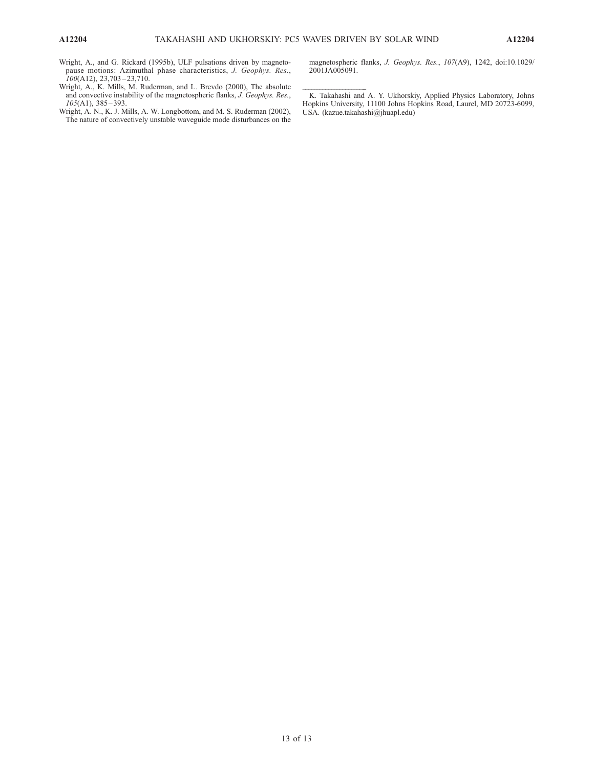Wright, A., and G. Rickard (1995b), ULF pulsations driven by magnetopause motions: Azimuthal phase characteristics, *J. Geophys. Res.*, *100*(A12), 23,703–23,710.

Wright, A., K. Mills, M. Ruderman, and L. Brevdo (2000), The absolute and convective instability of the magnetospheric flanks, *J. Geophys. Res.*, *105*(A1), 385–393.

Wright, A. N., K. J. Mills, A. W. Longbottom, and M. S. Ruderman (2002), The nature of convectively unstable waveguide mode disturbances on the magnetospheric flanks, *J. Geophys. Res.*, *107*(A9), 1242, doi:10.1029/2001JA005091.

---

K. Takahashi and A. Y. Ukhorskiy, Applied Physics Laboratory, Johns Hopkins University, 11100 Johns Hopkins Road, Laurel, MD 20723-6099, USA. (kazue.takahashi@jhuapl.edu)